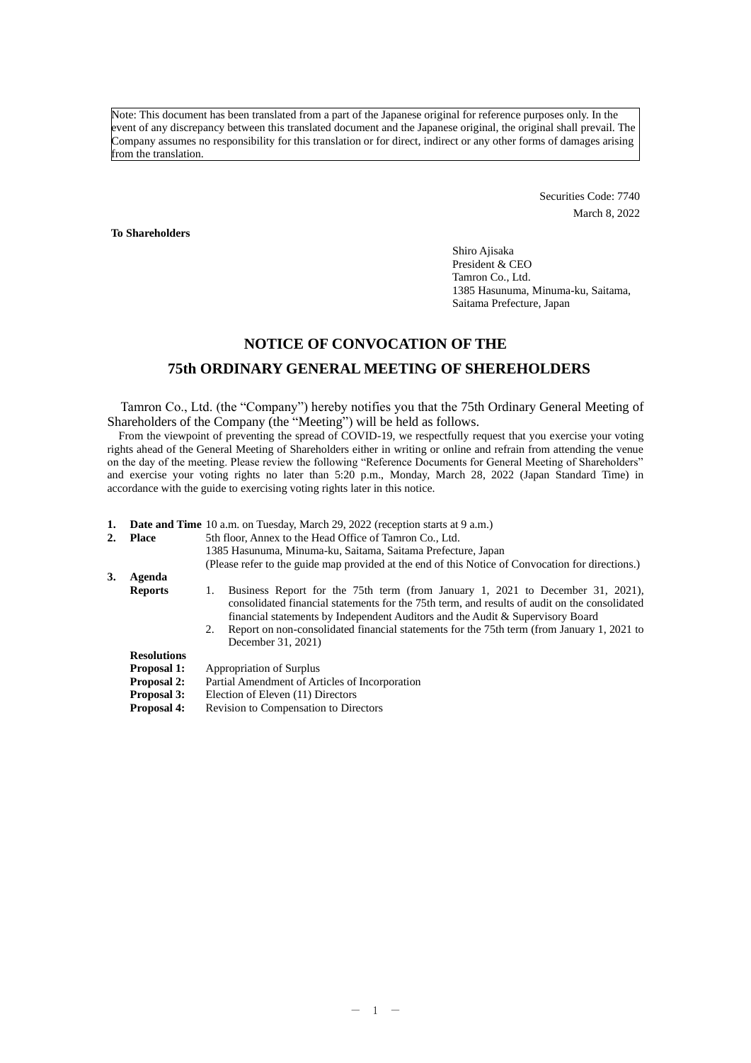Note: This document has been translated from a part of the Japanese original for reference purposes only. In the event of any discrepancy between this translated document and the Japanese original, the original shall prevail. The Company assumes no responsibility for this translation or for direct, indirect or any other forms of damages arising from the translation.

Securities Code: 7740
March 8, 2022

**To Shareholders**

Shiro Ajisaka
President & CEO
Tamron Co., Ltd.
1385 Hasunuma, Minuma-ku, Saitama,
Saitama Prefecture, Japan

# NOTICE OF CONVOCATION OF THE 75th ORDINARY GENERAL MEETING OF SHEREHOLDERS

Tamron Co., Ltd. (the "Company") hereby notifies you that the 75th Ordinary General Meeting of Shareholders of the Company (the "Meeting") will be held as follows.

From the viewpoint of preventing the spread of COVID-19, we respectfully request that you exercise your voting rights ahead of the General Meeting of Shareholders either in writing or online and refrain from attending the venue on the day of the meeting. Please review the following "Reference Documents for General Meeting of Shareholders" and exercise your voting rights no later than 5:20 p.m., Monday, March 28, 2022 (Japan Standard Time) in accordance with the guide to exercising voting rights later in this notice.

1. **Date and Time** 10 a.m. on Tuesday, March 29, 2022 (reception starts at 9 a.m.)
2. **Place** 5th floor, Annex to the Head Office of Tamron Co., Ltd.
   1385 Hasunuma, Minuma-ku, Saitama, Saitama Prefecture, Japan
   (Please refer to the guide map provided at the end of this Notice of Convocation for directions.)
3. **Agenda**

   **Reports**
   1. Business Report for the 75th term (from January 1, 2021 to December 31, 2021), consolidated financial statements for the 75th term, and results of audit on the consolidated financial statements by Independent Auditors and the Audit & Supervisory Board
   2. Report on non-consolidated financial statements for the 75th term (from January 1, 2021 to December 31, 2021)

   **Resolutions**

   **Proposal 1:** Appropriation of Surplus
   **Proposal 2:** Partial Amendment of Articles of Incorporation
   **Proposal 3:** Election of Eleven (11) Directors
   **Proposal 4:** Revision to Compensation to Directors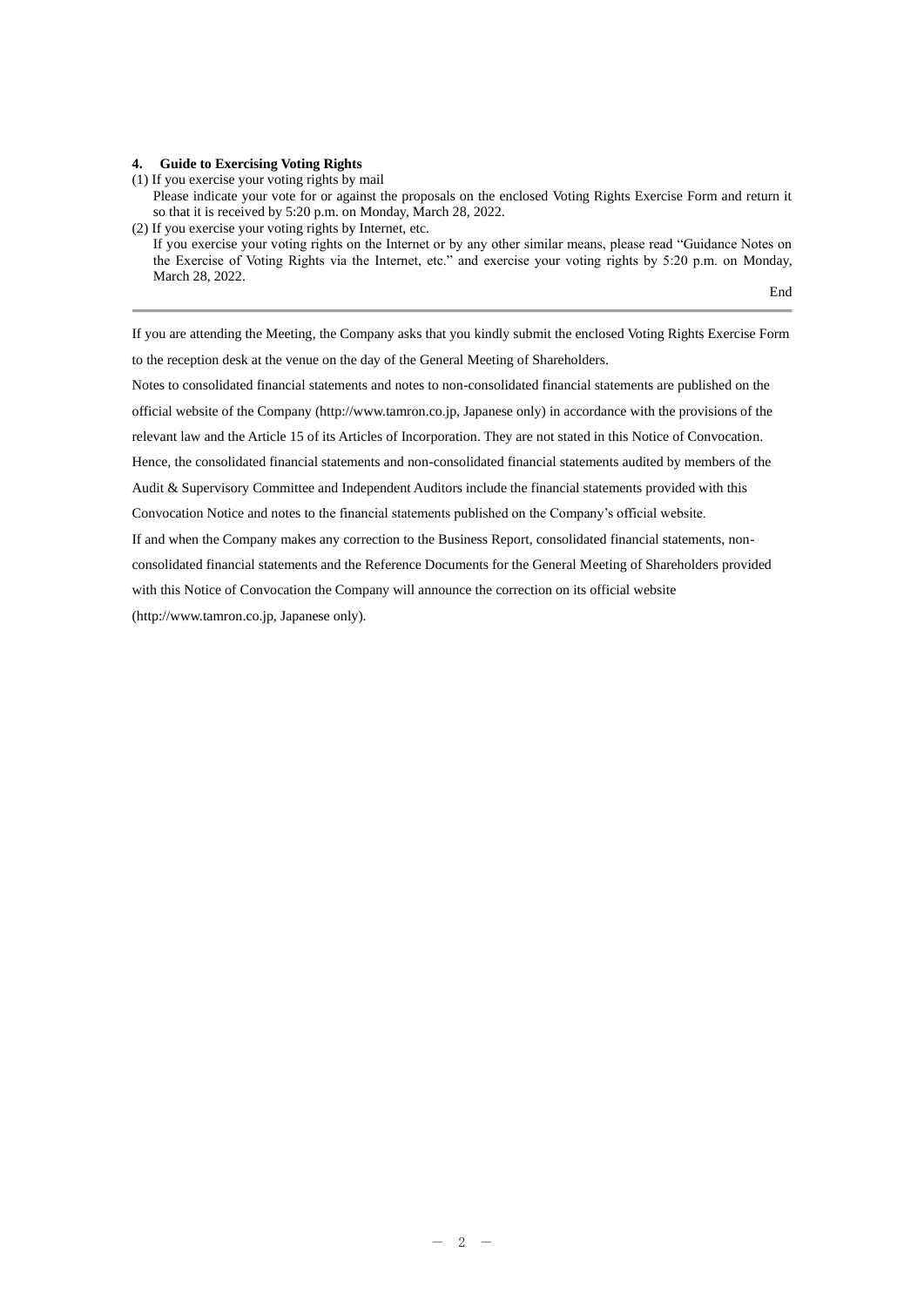**4. Guide to Exercising Voting Rights**

(1) If you exercise your voting rights by mail

Please indicate your vote for or against the proposals on the enclosed Voting Rights Exercise Form and return it so that it is received by 5:20 p.m. on Monday, March 28, 2022.

(2) If you exercise your voting rights by Internet, etc.

If you exercise your voting rights on the Internet or by any other similar means, please read "Guidance Notes on the Exercise of Voting Rights via the Internet, etc." and exercise your voting rights by 5:20 p.m. on Monday, March 28, 2022.

End

---

If you are attending the Meeting, the Company asks that you kindly submit the enclosed Voting Rights Exercise Form to the reception desk at the venue on the day of the General Meeting of Shareholders.

Notes to consolidated financial statements and notes to non-consolidated financial statements are published on the official website of the Company (http://www.tamron.co.jp, Japanese only) in accordance with the provisions of the relevant law and the Article 15 of its Articles of Incorporation. They are not stated in this Notice of Convocation. Hence, the consolidated financial statements and non-consolidated financial statements audited by members of the Audit & Supervisory Committee and Independent Auditors include the financial statements provided with this Convocation Notice and notes to the financial statements published on the Company's official website.

If and when the Company makes any correction to the Business Report, consolidated financial statements, non-consolidated financial statements and the Reference Documents for the General Meeting of Shareholders provided with this Notice of Convocation the Company will announce the correction on its official website (http://www.tamron.co.jp, Japanese only).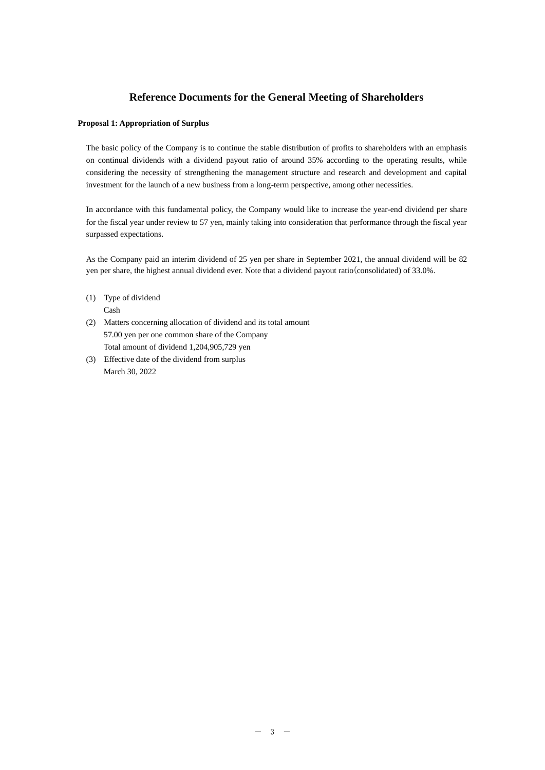# Reference Documents for the General Meeting of Shareholders

**Proposal 1: Appropriation of Surplus**

The basic policy of the Company is to continue the stable distribution of profits to shareholders with an emphasis on continual dividends with a dividend payout ratio of around 35% according to the operating results, while considering the necessity of strengthening the management structure and research and development and capital investment for the launch of a new business from a long-term perspective, among other necessities.

In accordance with this fundamental policy, the Company would like to increase the year-end dividend per share for the fiscal year under review to 57 yen, mainly taking into consideration that performance through the fiscal year surpassed expectations.

As the Company paid an interim dividend of 25 yen per share in September 2021, the annual dividend will be 82 yen per share, the highest annual dividend ever. Note that a dividend payout ratio（consolidated) of 33.0%.

(1) Type of dividend
    Cash
(2) Matters concerning allocation of dividend and its total amount
    57.00 yen per one common share of the Company
    Total amount of dividend 1,204,905,729 yen
(3) Effective date of the dividend from surplus
    March 30, 2022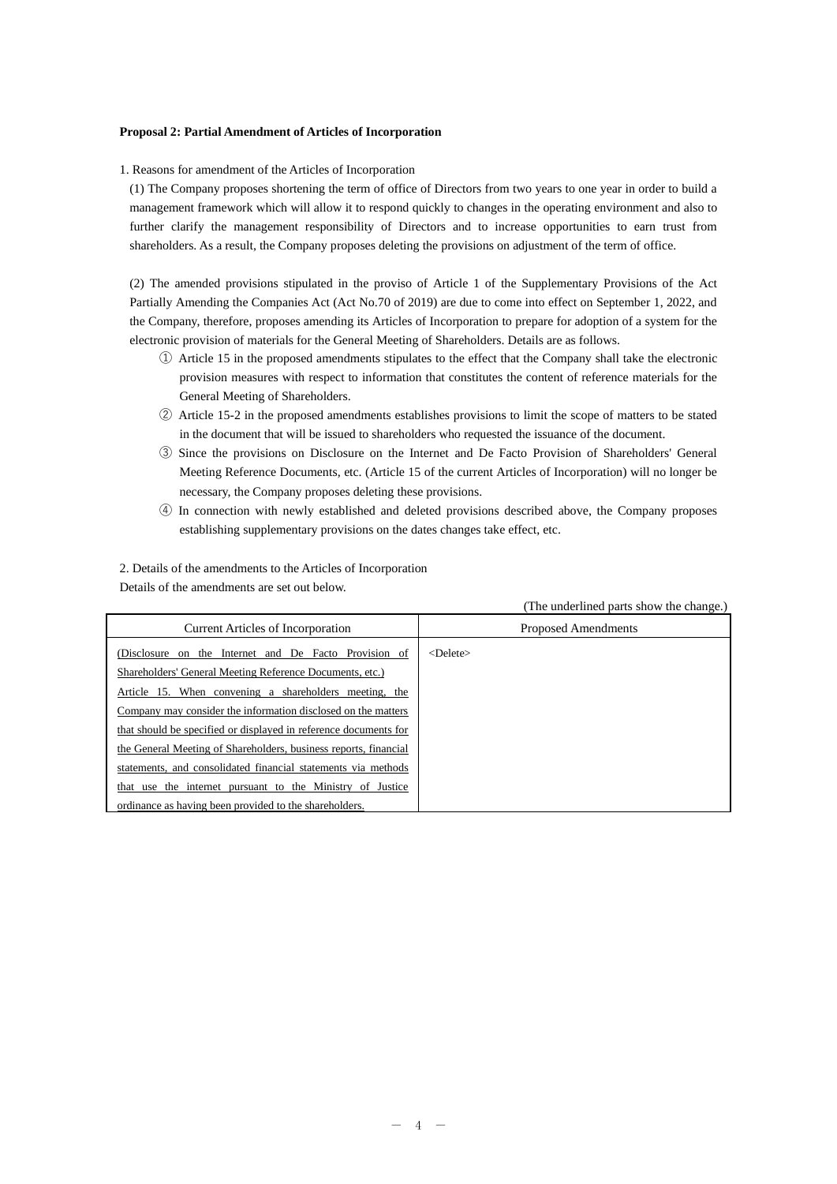**Proposal 2: Partial Amendment of Articles of Incorporation**

1. Reasons for amendment of the Articles of Incorporation

(1) The Company proposes shortening the term of office of Directors from two years to one year in order to build a management framework which will allow it to respond quickly to changes in the operating environment and also to further clarify the management responsibility of Directors and to increase opportunities to earn trust from shareholders. As a result, the Company proposes deleting the provisions on adjustment of the term of office.

(2) The amended provisions stipulated in the proviso of Article 1 of the Supplementary Provisions of the Act Partially Amending the Companies Act (Act No.70 of 2019) are due to come into effect on September 1, 2022, and the Company, therefore, proposes amending its Articles of Incorporation to prepare for adoption of a system for the electronic provision of materials for the General Meeting of Shareholders. Details are as follows.

① Article 15 in the proposed amendments stipulates to the effect that the Company shall take the electronic provision measures with respect to information that constitutes the content of reference materials for the General Meeting of Shareholders.

② Article 15-2 in the proposed amendments establishes provisions to limit the scope of matters to be stated in the document that will be issued to shareholders who requested the issuance of the document.

③ Since the provisions on Disclosure on the Internet and De Facto Provision of Shareholders' General Meeting Reference Documents, etc. (Article 15 of the current Articles of Incorporation) will no longer be necessary, the Company proposes deleting these provisions.

④ In connection with newly established and deleted provisions described above, the Company proposes establishing supplementary provisions on the dates changes take effect, etc.

2. Details of the amendments to the Articles of Incorporation

Details of the amendments are set out below.

(The underlined parts show the change.)

| Current Articles of Incorporation | Proposed Amendments |
|---|---|
| <u>(Disclosure on the Internet and De Facto Provision of Shareholders' General Meeting Reference Documents, etc.)</u><br><u>Article 15. When convening a shareholders meeting, the Company may consider the information disclosed on the matters that should be specified or displayed in reference documents for the General Meeting of Shareholders, business reports, financial statements, and consolidated financial statements via methods that use the internet pursuant to the Ministry of Justice ordinance as having been provided to the shareholders.</u> | <Delete> |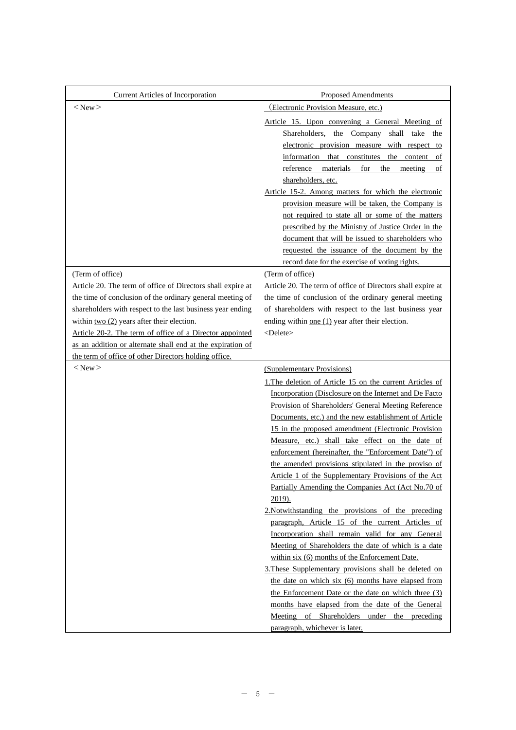| Current Articles of Incorporation | Proposed Amendments |
| --- | --- |
| ＜New＞ | （Electronic Provision Measure, etc.)<br>Article 15. Upon convening a General Meeting of Shareholders, the Company shall take the electronic provision measure with respect to information that constitutes the content of reference materials for the meeting of shareholders, etc.<br>Article 15-2. Among matters for which the electronic provision measure will be taken, the Company is not required to state all or some of the matters prescribed by the Ministry of Justice Order in the document that will be issued to shareholders who requested the issuance of the document by the record date for the exercise of voting rights. |
| (Term of office)<br>Article 20. The term of office of Directors shall expire at the time of conclusion of the ordinary general meeting of shareholders with respect to the last business year ending within two (2) years after their election.<br>Article 20-2. The term of office of a Director appointed as an addition or alternate shall end at the expiration of the term of office of other Directors holding office. | (Term of office)<br>Article 20. The term of office of Directors shall expire at the time of conclusion of the ordinary general meeting of shareholders with respect to the last business year ending within one (1) year after their election.<br><Delete> |
| ＜New＞ | (Supplementary Provisions)<br>1.The deletion of Article 15 on the current Articles of Incorporation (Disclosure on the Internet and De Facto Provision of Shareholders' General Meeting Reference Documents, etc.) and the new establishment of Article 15 in the proposed amendment (Electronic Provision Measure, etc.) shall take effect on the date of enforcement (hereinafter, the "Enforcement Date") of the amended provisions stipulated in the proviso of Article 1 of the Supplementary Provisions of the Act Partially Amending the Companies Act (Act No.70 of 2019).<br>2.Notwithstanding the provisions of the preceding paragraph, Article 15 of the current Articles of Incorporation shall remain valid for any General Meeting of Shareholders the date of which is a date within six (6) months of the Enforcement Date.<br>3.These Supplementary provisions shall be deleted on the date on which six (6) months have elapsed from the Enforcement Date or the date on which three (3) months have elapsed from the date of the General Meeting of Shareholders under the preceding paragraph, whichever is later. |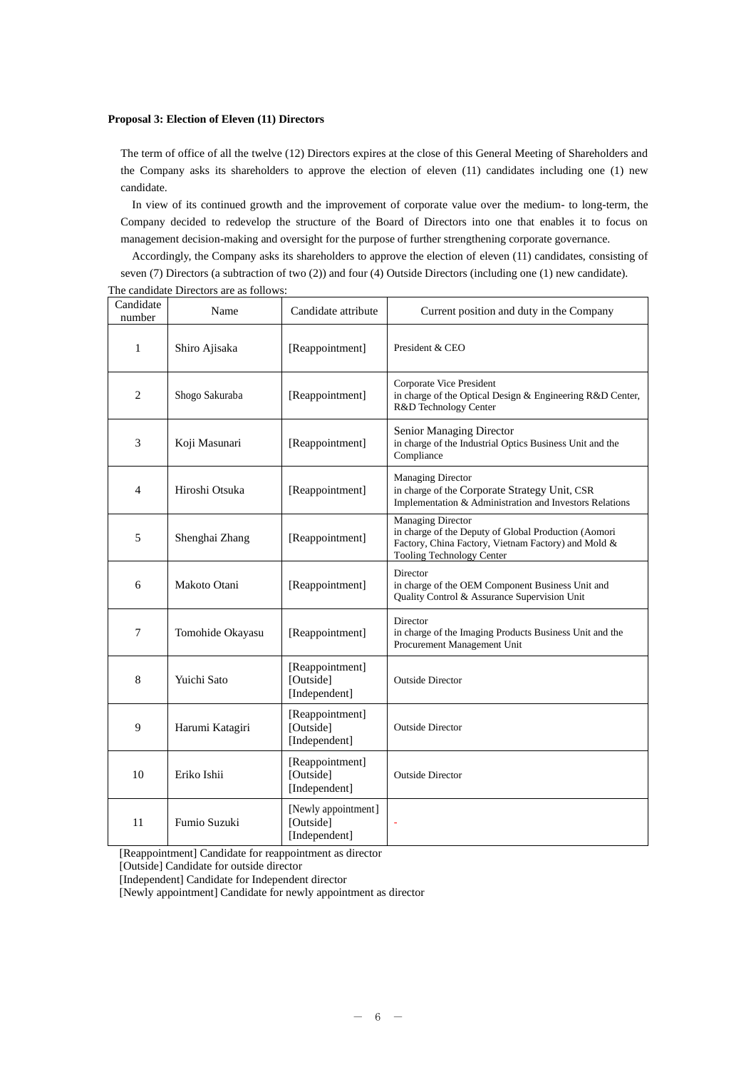**Proposal 3: Election of Eleven (11) Directors**

The term of office of all the twelve (12) Directors expires at the close of this General Meeting of Shareholders and the Company asks its shareholders to approve the election of eleven (11) candidates including one (1) new candidate.

In view of its continued growth and the improvement of corporate value over the medium- to long-term, the Company decided to redevelop the structure of the Board of Directors into one that enables it to focus on management decision-making and oversight for the purpose of further strengthening corporate governance.

Accordingly, the Company asks its shareholders to approve the election of eleven (11) candidates, consisting of seven (7) Directors (a subtraction of two (2)) and four (4) Outside Directors (including one (1) new candidate).

The candidate Directors are as follows:

| Candidate number | Name | Candidate attribute | Current position and duty in the Company |
|---|---|---|---|
| 1 | Shiro Ajisaka | [Reappointment] | President & CEO |
| 2 | Shogo Sakuraba | [Reappointment] | Corporate Vice President<br>in charge of the Optical Design & Engineering R&D Center, R&D Technology Center |
| 3 | Koji Masunari | [Reappointment] | Senior Managing Director<br>in charge of the Industrial Optics Business Unit and the Compliance |
| 4 | Hiroshi Otsuka | [Reappointment] | Managing Director<br>in charge of the Corporate Strategy Unit, CSR Implementation & Administration and Investors Relations |
| 5 | Shenghai Zhang | [Reappointment] | Managing Director<br>in charge of the Deputy of Global Production (Aomori Factory, China Factory, Vietnam Factory) and Mold & Tooling Technology Center |
| 6 | Makoto Otani | [Reappointment] | Director<br>in charge of the OEM Component Business Unit and Quality Control & Assurance Supervision Unit |
| 7 | Tomohide Okayasu | [Reappointment] | Director<br>in charge of the Imaging Products Business Unit and the Procurement Management Unit |
| 8 | Yuichi Sato | [Reappointment]<br>[Outside]<br>[Independent] | Outside Director |
| 9 | Harumi Katagiri | [Reappointment]<br>[Outside]<br>[Independent] | Outside Director |
| 10 | Eriko Ishii | [Reappointment]<br>[Outside]<br>[Independent] | Outside Director |
| 11 | Fumio Suzuki | [Newly appointment]<br>[Outside]<br>[Independent] | - |

[Reappointment] Candidate for reappointment as director
[Outside] Candidate for outside director
[Independent] Candidate for Independent director
[Newly appointment] Candidate for newly appointment as director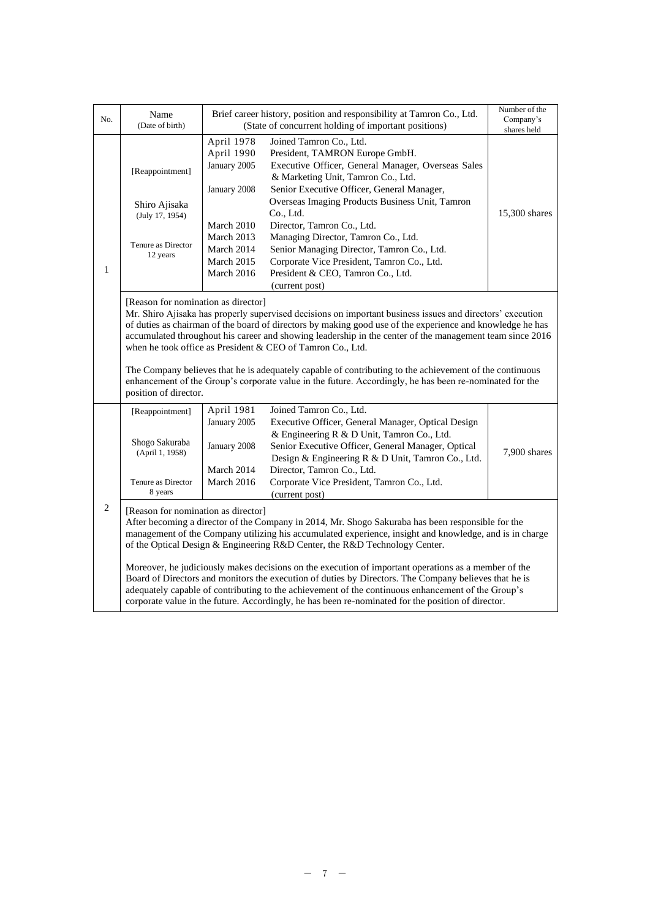| No. | Name (Date of birth) | Brief career history, position and responsibility at Tamron Co., Ltd. (State of concurrent holding of important positions) | Number of the Company's shares held |
|---|---|---|---|
| 1 | [Reappointment]<br><br>Shiro Ajisaka (July 17, 1954)<br><br>Tenure as Director 12 years | April 1978 Joined Tamron Co., Ltd.<br>April 1990 President, TAMRON Europe GmbH.<br>January 2005 Executive Officer, General Manager, Overseas Sales & Marketing Unit, Tamron Co., Ltd.<br>January 2008 Senior Executive Officer, General Manager, Overseas Imaging Products Business Unit, Tamron Co., Ltd.<br>March 2010 Director, Tamron Co., Ltd.<br>March 2013 Managing Director, Tamron Co., Ltd.<br>March 2014 Senior Managing Director, Tamron Co., Ltd.<br>March 2015 Corporate Vice President, Tamron Co., Ltd.<br>March 2016 President & CEO, Tamron Co., Ltd. (current post) | 15,300 shares |
| | [Reason for nomination as director]<br>Mr. Shiro Ajisaka has properly supervised decisions on important business issues and directors' execution of duties as chairman of the board of directors by making good use of the experience and knowledge he has accumulated throughout his career and showing leadership in the center of the management team since 2016 when he took office as President & CEO of Tamron Co., Ltd.<br><br>The Company believes that he is adequately capable of contributing to the achievement of the continuous enhancement of the Group's corporate value in the future. Accordingly, he has been re-nominated for the position of director. | | |
| 2 | [Reappointment]<br><br>Shogo Sakuraba (April 1, 1958)<br><br>Tenure as Director 8 years | April 1981 Joined Tamron Co., Ltd.<br>January 2005 Executive Officer, General Manager, Optical Design & Engineering R & D Unit, Tamron Co., Ltd.<br>January 2008 Senior Executive Officer, General Manager, Optical Design & Engineering R & D Unit, Tamron Co., Ltd.<br>March 2014 Director, Tamron Co., Ltd.<br>March 2016 Corporate Vice President, Tamron Co., Ltd. (current post) | 7,900 shares |
| | [Reason for nomination as director]<br>After becoming a director of the Company in 2014, Mr. Shogo Sakuraba has been responsible for the management of the Company utilizing his accumulated experience, insight and knowledge, and is in charge of the Optical Design & Engineering R&D Center, the R&D Technology Center.<br><br>Moreover, he judiciously makes decisions on the execution of important operations as a member of the Board of Directors and monitors the execution of duties by Directors. The Company believes that he is adequately capable of contributing to the achievement of the continuous enhancement of the Group's corporate value in the future. Accordingly, he has been re-nominated for the position of director. | | |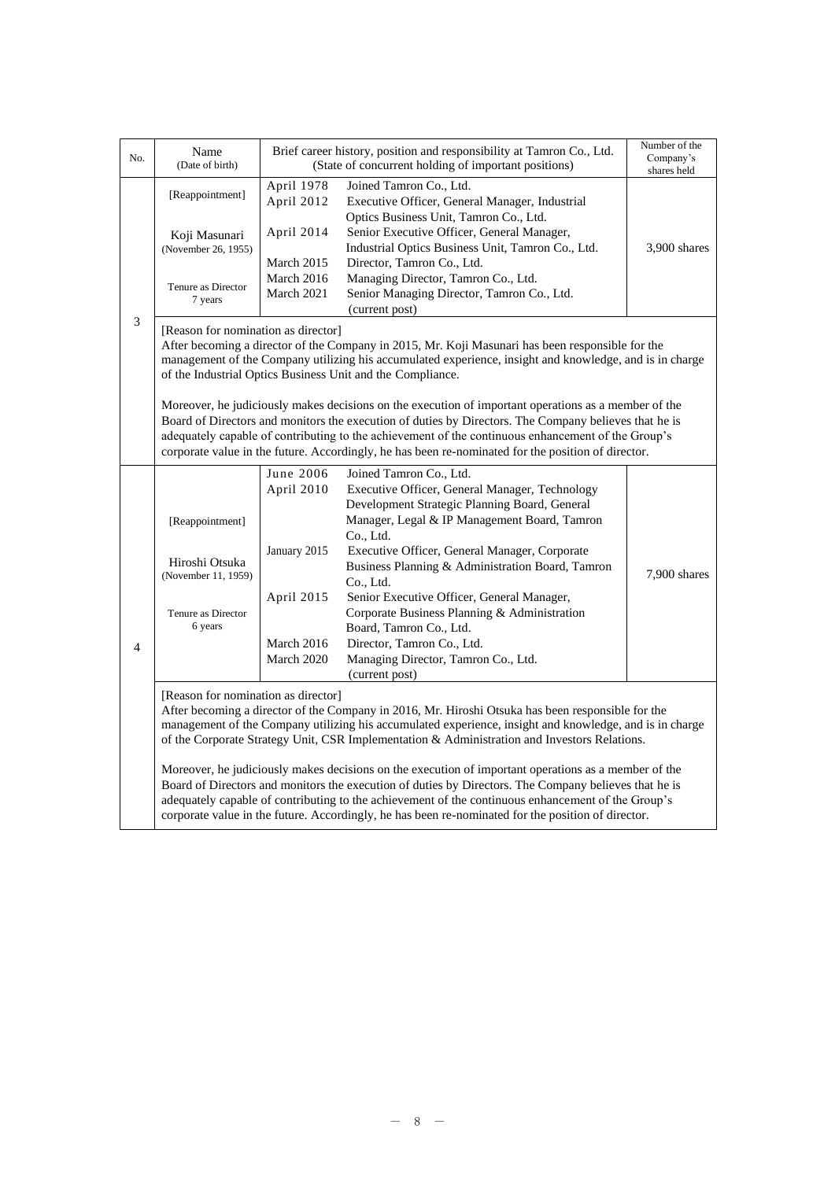| No. | Name<br>(Date of birth) | Brief career history, position and responsibility at Tamron Co., Ltd.<br>(State of concurrent holding of important positions) | Number of the Company's shares held |
|---|---|---|---|
| 3 | [Reappointment]<br><br>Koji Masunari<br>(November 26, 1955)<br><br>Tenure as Director<br>7 years | April 1978 Joined Tamron Co., Ltd.<br>April 2012 Executive Officer, General Manager, Industrial Optics Business Unit, Tamron Co., Ltd.<br>April 2014 Senior Executive Officer, General Manager, Industrial Optics Business Unit, Tamron Co., Ltd.<br>March 2015 Director, Tamron Co., Ltd.<br>March 2016 Managing Director, Tamron Co., Ltd.<br>March 2021 Senior Managing Director, Tamron Co., Ltd. (current post) | 3,900 shares |
| | [Reason for nomination as director]<br>After becoming a director of the Company in 2015, Mr. Koji Masunari has been responsible for the management of the Company utilizing his accumulated experience, insight and knowledge, and is in charge of the Industrial Optics Business Unit and the Compliance.<br><br>Moreover, he judiciously makes decisions on the execution of important operations as a member of the Board of Directors and monitors the execution of duties by Directors. The Company believes that he is adequately capable of contributing to the achievement of the continuous enhancement of the Group's corporate value in the future. Accordingly, he has been re-nominated for the position of director. | | |
| 4 | [Reappointment]<br><br>Hiroshi Otsuka<br>(November 11, 1959)<br><br>Tenure as Director<br>6 years | June 2006 Joined Tamron Co., Ltd.<br>April 2010 Executive Officer, General Manager, Technology Development Strategic Planning Board, General Manager, Legal & IP Management Board, Tamron Co., Ltd.<br>January 2015 Executive Officer, General Manager, Corporate Business Planning & Administration Board, Tamron Co., Ltd.<br>April 2015 Senior Executive Officer, General Manager, Corporate Business Planning & Administration Board, Tamron Co., Ltd.<br>March 2016 Director, Tamron Co., Ltd.<br>March 2020 Managing Director, Tamron Co., Ltd. (current post) | 7,900 shares |
| | [Reason for nomination as director]<br>After becoming a director of the Company in 2016, Mr. Hiroshi Otsuka has been responsible for the management of the Company utilizing his accumulated experience, insight and knowledge, and is in charge of the Corporate Strategy Unit, CSR Implementation & Administration and Investors Relations.<br><br>Moreover, he judiciously makes decisions on the execution of important operations as a member of the Board of Directors and monitors the execution of duties by Directors. The Company believes that he is adequately capable of contributing to the achievement of the continuous enhancement of the Group's corporate value in the future. Accordingly, he has been re-nominated for the position of director. | | |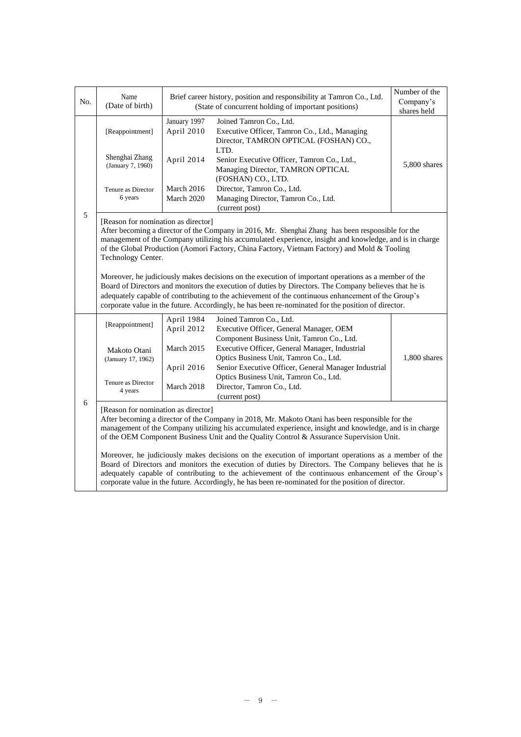| No. | Name (Date of birth) | Brief career history, position and responsibility at Tamron Co., Ltd. (State of concurrent holding of important positions) | | Number of the Company's shares held |
|---|---|---|---|---|
| 5 | [Reappointment]<br><br>Shenghai Zhang (January 7, 1960)<br><br>Tenure as Director 6 years | January 1997<br>April 2010<br><br><br>April 2014<br><br><br>March 2016<br>March 2020 | Joined Tamron Co., Ltd.<br>Executive Officer, Tamron Co., Ltd., Managing Director, TAMRON OPTICAL (FOSHAN) CO., LTD.<br>Senior Executive Officer, Tamron Co., Ltd., Managing Director, TAMRON OPTICAL (FOSHAN) CO., LTD.<br>Director, Tamron Co., Ltd.<br>Managing Director, Tamron Co., Ltd. (current post) | 5,800 shares |
| | [Reason for nomination as director]<br>After becoming a director of the Company in 2016, Mr. Shenghai Zhang has been responsible for the management of the Company utilizing his accumulated experience, insight and knowledge, and is in charge of the Global Production (Aomori Factory, China Factory, Vietnam Factory) and Mold & Tooling Technology Center.<br><br>Moreover, he judiciously makes decisions on the execution of important operations as a member of the Board of Directors and monitors the execution of duties by Directors. The Company believes that he is adequately capable of contributing to the achievement of the continuous enhancement of the Group's corporate value in the future. Accordingly, he has been re-nominated for the position of director. | | | |
| 6 | [Reappointment]<br><br>Makoto Otani (January 17, 1962)<br><br>Tenure as Director 4 years | April 1984<br>April 2012<br><br>March 2015<br><br>April 2016<br><br>March 2018 | Joined Tamron Co., Ltd.<br>Executive Officer, General Manager, OEM Component Business Unit, Tamron Co., Ltd.<br>Executive Officer, General Manager, Industrial Optics Business Unit, Tamron Co., Ltd.<br>Senior Executive Officer, General Manager Industrial Optics Business Unit, Tamron Co., Ltd.<br>Director, Tamron Co., Ltd. (current post) | 1,800 shares |
| | [Reason for nomination as director]<br>After becoming a director of the Company in 2018, Mr. Makoto Otani has been responsible for the management of the Company utilizing his accumulated experience, insight and knowledge, and is in charge of the OEM Component Business Unit and the Quality Control & Assurance Supervision Unit.<br><br>Moreover, he judiciously makes decisions on the execution of important operations as a member of the Board of Directors and monitors the execution of duties by Directors. The Company believes that he is adequately capable of contributing to the achievement of the continuous enhancement of the Group's corporate value in the future. Accordingly, he has been re-nominated for the position of director. | | | |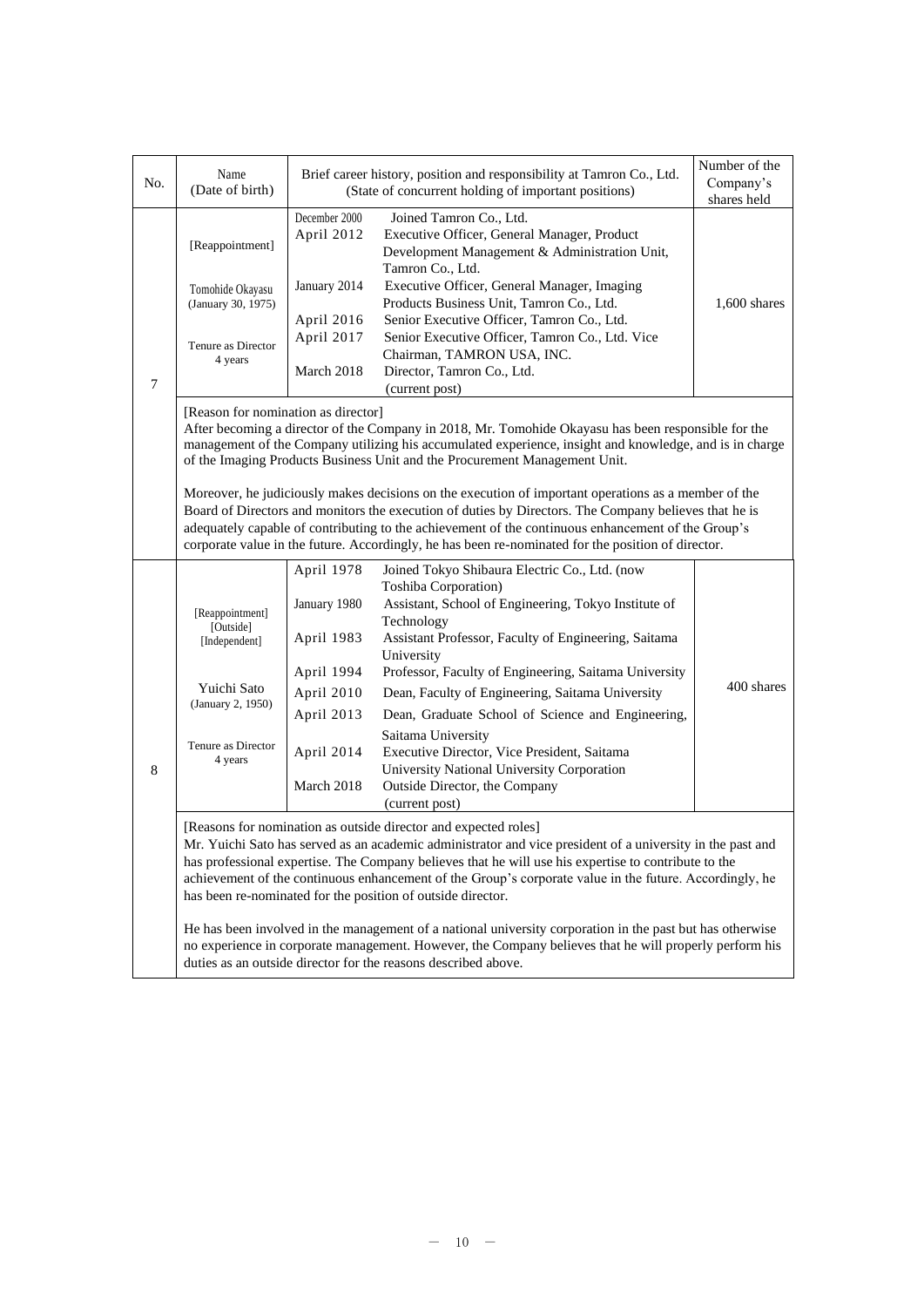| No. | Name (Date of birth) | Brief career history, position and responsibility at Tamron Co., Ltd. (State of concurrent holding of important positions) | Number of the Company's shares held |
|---|---|---|---|
| 7 | [Reappointment]<br><br>Tomohide Okayasu<br>(January 30, 1975)<br><br>Tenure as Director<br>4 years | December 2000 Joined Tamron Co., Ltd.<br>April 2012 Executive Officer, General Manager, Product Development Management & Administration Unit, Tamron Co., Ltd.<br>January 2014 Executive Officer, General Manager, Imaging Products Business Unit, Tamron Co., Ltd.<br>April 2016 Senior Executive Officer, Tamron Co., Ltd.<br>April 2017 Senior Executive Officer, Tamron Co., Ltd. Vice Chairman, TAMRON USA, INC.<br>March 2018 Director, Tamron Co., Ltd.<br>(current post) | 1,600 shares |
| | [Reason for nomination as director]<br>After becoming a director of the Company in 2018, Mr. Tomohide Okayasu has been responsible for the management of the Company utilizing his accumulated experience, insight and knowledge, and is in charge of the Imaging Products Business Unit and the Procurement Management Unit.<br><br>Moreover, he judiciously makes decisions on the execution of important operations as a member of the Board of Directors and monitors the execution of duties by Directors. The Company believes that he is adequately capable of contributing to the achievement of the continuous enhancement of the Group's corporate value in the future. Accordingly, he has been re-nominated for the position of director. | | |
| 8 | [Reappointment]<br>[Outside]<br>[Independent]<br><br>Yuichi Sato<br>(January 2, 1950)<br><br>Tenure as Director<br>4 years | April 1978 Joined Tokyo Shibaura Electric Co., Ltd. (now Toshiba Corporation)<br>January 1980 Assistant, School of Engineering, Tokyo Institute of Technology<br>April 1983 Assistant Professor, Faculty of Engineering, Saitama University<br>April 1994 Professor, Faculty of Engineering, Saitama University<br>April 2010 Dean, Faculty of Engineering, Saitama University<br>April 2013 Dean, Graduate School of Science and Engineering, Saitama University<br>April 2014 Executive Director, Vice President, Saitama University National University Corporation<br>March 2018 Outside Director, the Company<br>(current post) | 400 shares |
| | [Reasons for nomination as outside director and expected roles]<br>Mr. Yuichi Sato has served as an academic administrator and vice president of a university in the past and has professional expertise. The Company believes that he will use his expertise to contribute to the achievement of the continuous enhancement of the Group's corporate value in the future. Accordingly, he has been re-nominated for the position of outside director.<br><br>He has been involved in the management of a national university corporation in the past but has otherwise no experience in corporate management. However, the Company believes that he will properly perform his duties as an outside director for the reasons described above. | | |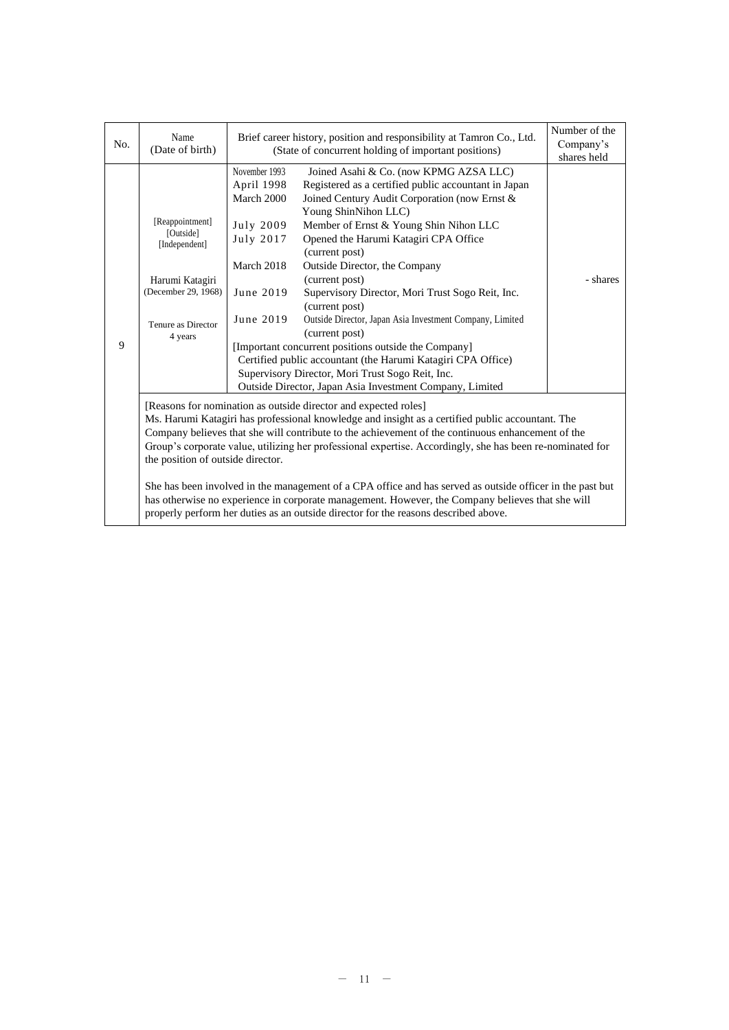| No. | Name (Date of birth) | Brief career history, position and responsibility at Tamron Co., Ltd. (State of concurrent holding of important positions) | Number of the Company's shares held |
|---|---|---|---|
| 9 | [Reappointment] [Outside] [Independent]<br><br>Harumi Katagiri (December 29, 1968)<br><br>Tenure as Director 4 years | November 1993 Joined Asahi & Co. (now KPMG AZSA LLC)<br>April 1998 Registered as a certified public accountant in Japan<br>March 2000 Joined Century Audit Corporation (now Ernst & Young ShinNihon LLC)<br>July 2009 Member of Ernst & Young Shin Nihon LLC<br>July 2017 Opened the Harumi Katagiri CPA Office (current post)<br>March 2018 Outside Director, the Company (current post)<br>June 2019 Supervisory Director, Mori Trust Sogo Reit, Inc. (current post)<br>June 2019 Outside Director, Japan Asia Investment Company, Limited (current post)<br>[Important concurrent positions outside the Company]<br>Certified public accountant (the Harumi Katagiri CPA Office)<br>Supervisory Director, Mori Trust Sogo Reit, Inc.<br>Outside Director, Japan Asia Investment Company, Limited | - shares |
| | [Reasons for nomination as outside director and expected roles]<br>Ms. Harumi Katagiri has professional knowledge and insight as a certified public accountant. The Company believes that she will contribute to the achievement of the continuous enhancement of the Group's corporate value, utilizing her professional expertise. Accordingly, she has been re-nominated for the position of outside director.<br><br>She has been involved in the management of a CPA office and has served as outside officer in the past but has otherwise no experience in corporate management. However, the Company believes that she will properly perform her duties as an outside director for the reasons described above. | | |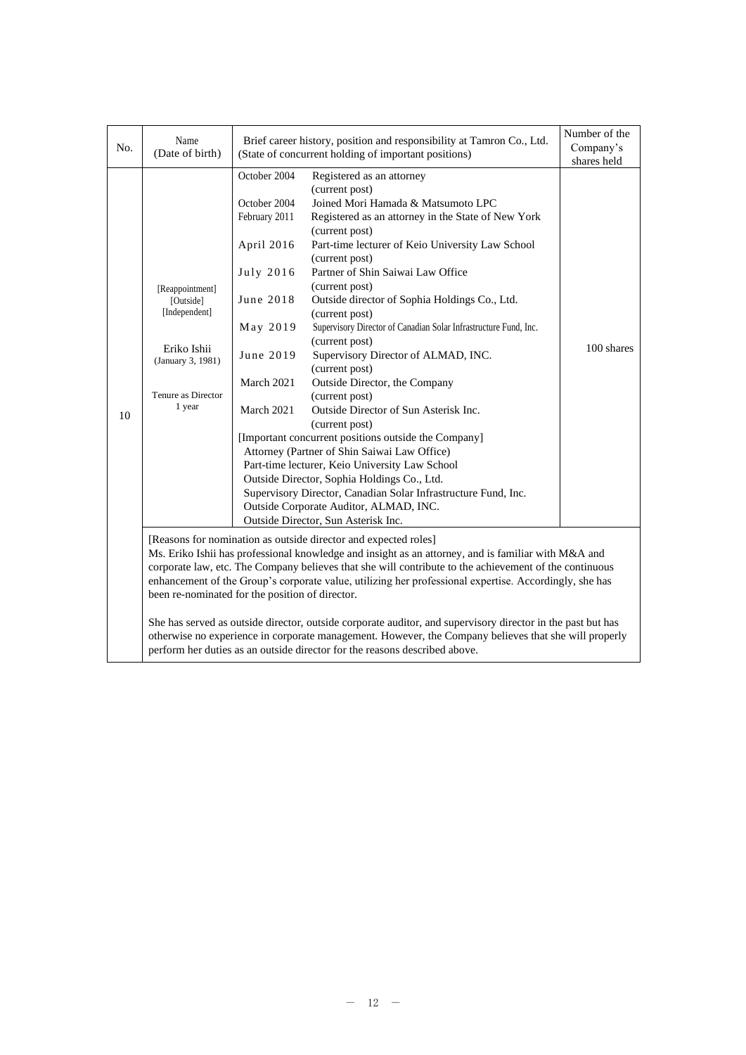| No. | Name (Date of birth) | Brief career history, position and responsibility at Tamron Co., Ltd. (State of concurrent holding of important positions) | Number of the Company's shares held |
|---|---|---|---|
| 10 | [Reappointment] [Outside] [Independent]<br><br>Eriko Ishii (January 3, 1981)<br><br>Tenure as Director 1 year | October 2004 Registered as an attorney (current post)<br>October 2004 Joined Mori Hamada & Matsumoto LPC<br>February 2011 Registered as an attorney in the State of New York (current post)<br>April 2016 Part-time lecturer of Keio University Law School (current post)<br>July 2016 Partner of Shin Saiwai Law Office (current post)<br>June 2018 Outside director of Sophia Holdings Co., Ltd. (current post)<br>May 2019 Supervisory Director of Canadian Solar Infrastructure Fund, Inc. (current post)<br>June 2019 Supervisory Director of ALMAD, INC. (current post)<br>March 2021 Outside Director, the Company (current post)<br>March 2021 Outside Director of Sun Asterisk Inc. (current post)<br>[Important concurrent positions outside the Company]<br>Attorney (Partner of Shin Saiwai Law Office)<br>Part-time lecturer, Keio University Law School<br>Outside Director, Sophia Holdings Co., Ltd.<br>Supervisory Director, Canadian Solar Infrastructure Fund, Inc.<br>Outside Corporate Auditor, ALMAD, INC.<br>Outside Director, Sun Asterisk Inc. | 100 shares |
| | [Reasons for nomination as outside director and expected roles]<br>Ms. Eriko Ishii has professional knowledge and insight as an attorney, and is familiar with M&A and corporate law, etc. The Company believes that she will contribute to the achievement of the continuous enhancement of the Group's corporate value, utilizing her professional expertise. Accordingly, she has been re-nominated for the position of director.<br><br>She has served as outside director, outside corporate auditor, and supervisory director in the past but has otherwise no experience in corporate management. However, the Company believes that she will properly perform her duties as an outside director for the reasons described above. | | |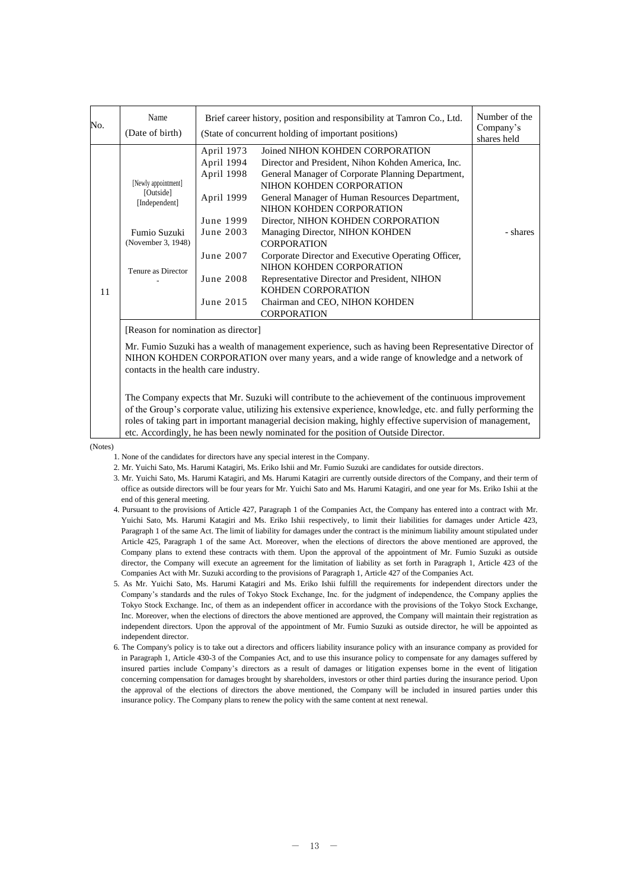| No. | Name<br>(Date of birth) | Brief career history, position and responsibility at Tamron Co., Ltd.<br>(State of concurrent holding of important positions) | Number of the Company's shares held |
|---|---|---|---|
| 11 | [Newly appointment]<br>[Outside]<br>[Independent]<br><br>Fumio Suzuki<br>(November 3, 1948)<br><br>Tenure as Director<br>- | April 1973 Joined NIHON KOHDEN CORPORATION<br>April 1994 Director and President, Nihon Kohden America, Inc.<br>April 1998 General Manager of Corporate Planning Department, NIHON KOHDEN CORPORATION<br>April 1999 General Manager of Human Resources Department, NIHON KOHDEN CORPORATION<br>June 1999 Director, NIHON KOHDEN CORPORATION<br>June 2003 Managing Director, NIHON KOHDEN CORPORATION<br>June 2007 Corporate Director and Executive Operating Officer, NIHON KOHDEN CORPORATION<br>June 2008 Representative Director and President, NIHON KOHDEN CORPORATION<br>June 2015 Chairman and CEO, NIHON KOHDEN CORPORATION | - shares |
| | [Reason for nomination as director]<br><br>Mr. Fumio Suzuki has a wealth of management experience, such as having been Representative Director of NIHON KOHDEN CORPORATION over many years, and a wide range of knowledge and a network of contacts in the health care industry.<br><br>The Company expects that Mr. Suzuki will contribute to the achievement of the continuous improvement of the Group's corporate value, utilizing his extensive experience, knowledge, etc. and fully performing the roles of taking part in important managerial decision making, highly effective supervision of management, etc. Accordingly, he has been newly nominated for the position of Outside Director. | | |

(Notes)

1. None of the candidates for directors have any special interest in the Company.
2. Mr. Yuichi Sato, Ms. Harumi Katagiri, Ms. Eriko Ishii and Mr. Fumio Suzuki are candidates for outside directors.
3. Mr. Yuichi Sato, Ms. Harumi Katagiri, and Ms. Harumi Katagiri are currently outside directors of the Company, and their term of office as outside directors will be four years for Mr. Yuichi Sato and Ms. Harumi Katagiri, and one year for Ms. Eriko Ishii at the end of this general meeting.
4. Pursuant to the provisions of Article 427, Paragraph 1 of the Companies Act, the Company has entered into a contract with Mr. Yuichi Sato, Ms. Harumi Katagiri and Ms. Eriko Ishii respectively, to limit their liabilities for damages under Article 423, Paragraph 1 of the same Act. The limit of liability for damages under the contract is the minimum liability amount stipulated under Article 425, Paragraph 1 of the same Act. Moreover, when the elections of directors the above mentioned are approved, the Company plans to extend these contracts with them. Upon the approval of the appointment of Mr. Fumio Suzuki as outside director, the Company will execute an agreement for the limitation of liability as set forth in Paragraph 1, Article 423 of the Companies Act with Mr. Suzuki according to the provisions of Paragraph 1, Article 427 of the Companies Act.
5. As Mr. Yuichi Sato, Ms. Harumi Katagiri and Ms. Eriko Ishii fulfill the requirements for independent directors under the Company's standards and the rules of Tokyo Stock Exchange, Inc. for the judgment of independence, the Company applies the Tokyo Stock Exchange. Inc, of them as an independent officer in accordance with the provisions of the Tokyo Stock Exchange, Inc. Moreover, when the elections of directors the above mentioned are approved, the Company will maintain their registration as independent directors. Upon the approval of the appointment of Mr. Fumio Suzuki as outside director, he will be appointed as independent director.
6. The Company's policy is to take out a directors and officers liability insurance policy with an insurance company as provided for in Paragraph 1, Article 430-3 of the Companies Act, and to use this insurance policy to compensate for any damages suffered by insured parties include Company's directors as a result of damages or litigation expenses borne in the event of litigation concerning compensation for damages brought by shareholders, investors or other third parties during the insurance period. Upon the approval of the elections of directors the above mentioned, the Company will be included in insured parties under this insurance policy. The Company plans to renew the policy with the same content at next renewal.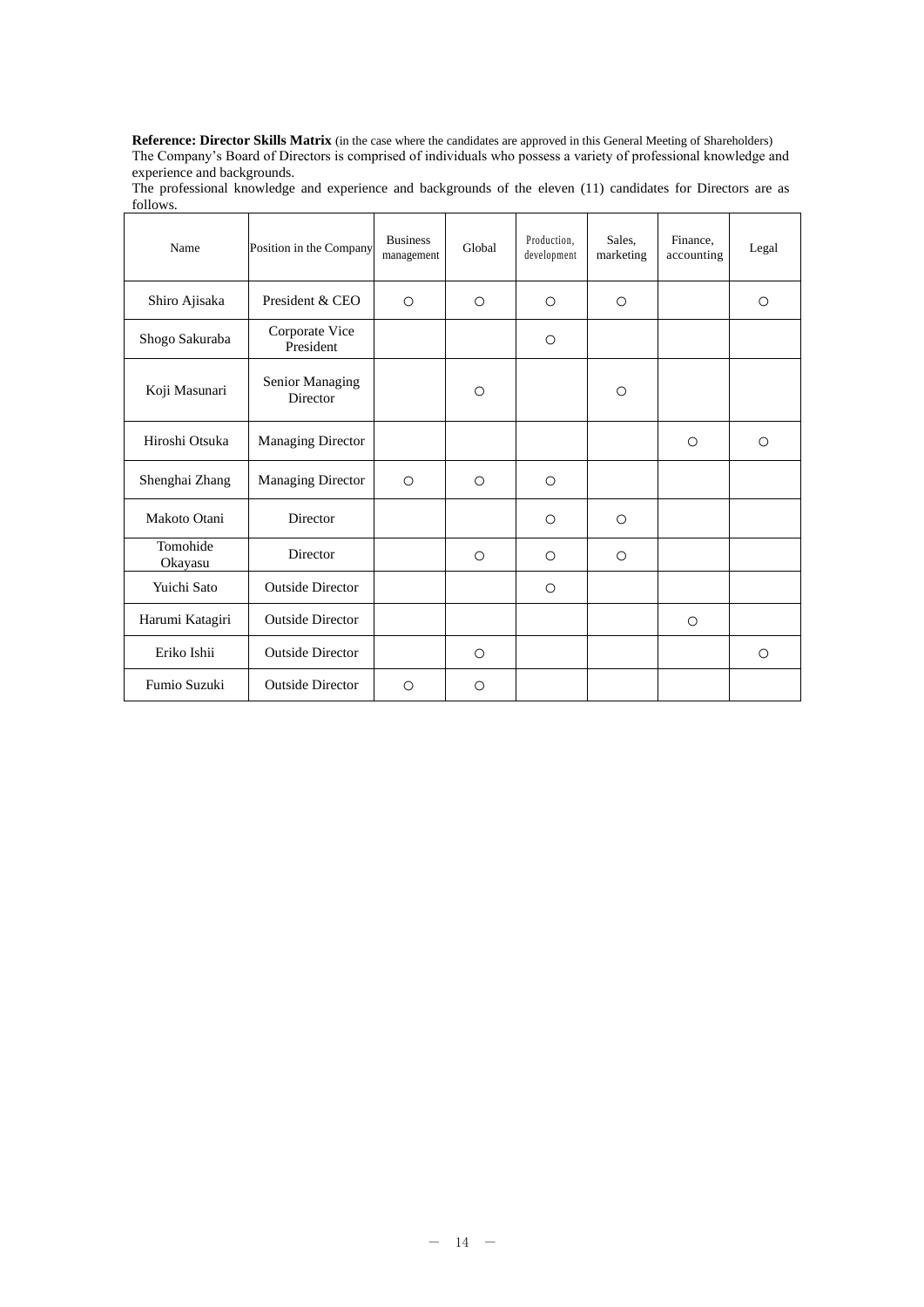**Reference: Director Skills Matrix** (in the case where the candidates are approved in this General Meeting of Shareholders)
The Company's Board of Directors is comprised of individuals who possess a variety of professional knowledge and experience and backgrounds.
The professional knowledge and experience and backgrounds of the eleven (11) candidates for Directors are as follows.

| Name | Position in the Company | Business management | Global | Production, development | Sales, marketing | Finance, accounting | Legal |
|---|---|---|---|---|---|---|---|
| Shiro Ajisaka | President & CEO | ○ | ○ | ○ | ○ | | ○ |
| Shogo Sakuraba | Corporate Vice President | | | ○ | | | |
| Koji Masunari | Senior Managing Director | | ○ | | ○ | | |
| Hiroshi Otsuka | Managing Director | | | | | ○ | ○ |
| Shenghai Zhang | Managing Director | ○ | ○ | ○ | | | |
| Makoto Otani | Director | | | ○ | ○ | | |
| Tomohide Okayasu | Director | | ○ | ○ | ○ | | |
| Yuichi Sato | Outside Director | | | ○ | | | |
| Harumi Katagiri | Outside Director | | | | | ○ | |
| Eriko Ishii | Outside Director | | ○ | | | | ○ |
| Fumio Suzuki | Outside Director | ○ | ○ | | | | |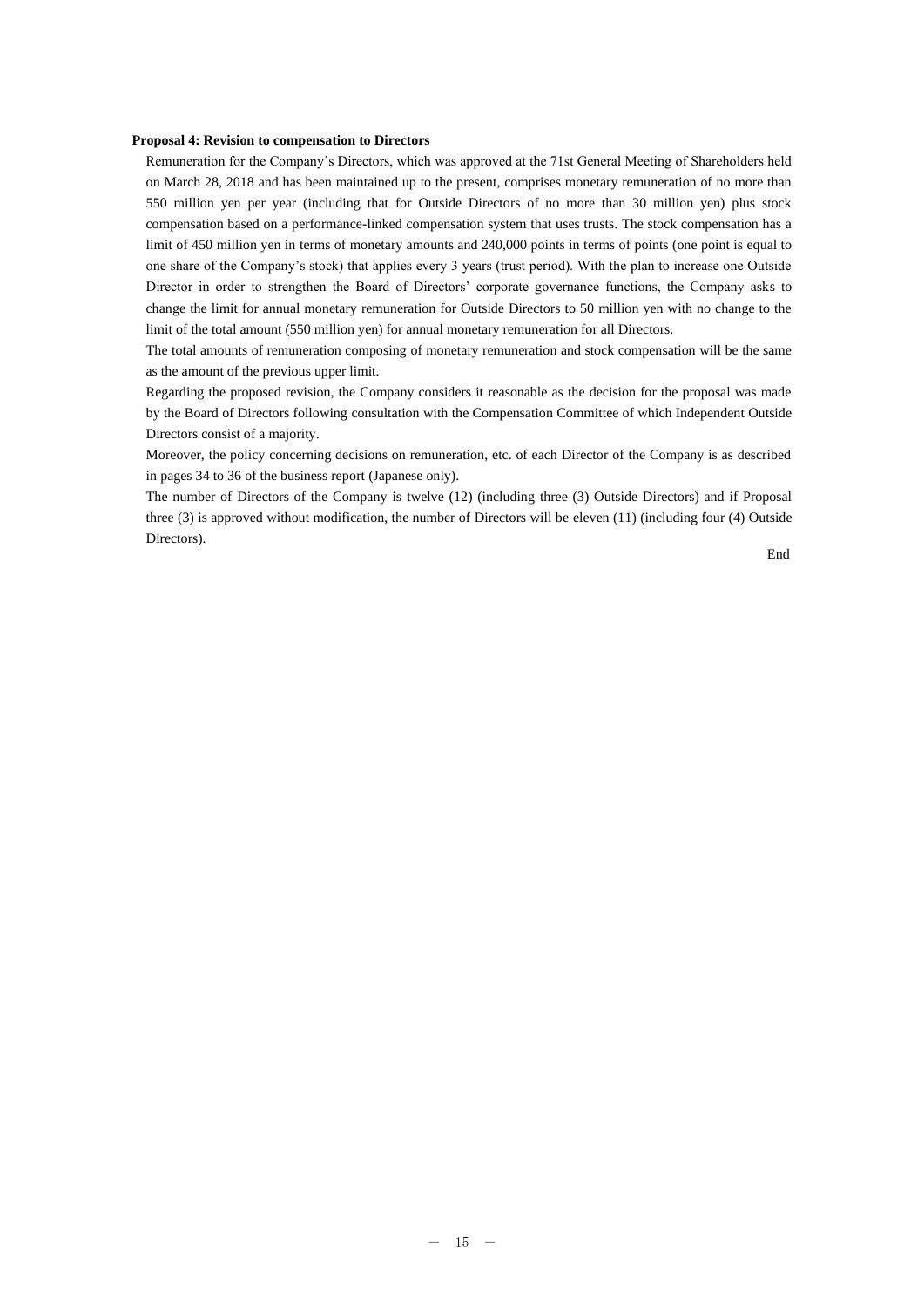**Proposal 4: Revision to compensation to Directors**

Remuneration for the Company's Directors, which was approved at the 71st General Meeting of Shareholders held on March 28, 2018 and has been maintained up to the present, comprises monetary remuneration of no more than 550 million yen per year (including that for Outside Directors of no more than 30 million yen) plus stock compensation based on a performance-linked compensation system that uses trusts. The stock compensation has a limit of 450 million yen in terms of monetary amounts and 240,000 points in terms of points (one point is equal to one share of the Company's stock) that applies every 3 years (trust period). With the plan to increase one Outside Director in order to strengthen the Board of Directors' corporate governance functions, the Company asks to change the limit for annual monetary remuneration for Outside Directors to 50 million yen with no change to the limit of the total amount (550 million yen) for annual monetary remuneration for all Directors.

The total amounts of remuneration composing of monetary remuneration and stock compensation will be the same as the amount of the previous upper limit.

Regarding the proposed revision, the Company considers it reasonable as the decision for the proposal was made by the Board of Directors following consultation with the Compensation Committee of which Independent Outside Directors consist of a majority.

Moreover, the policy concerning decisions on remuneration, etc. of each Director of the Company is as described in pages 34 to 36 of the business report (Japanese only).

The number of Directors of the Company is twelve (12) (including three (3) Outside Directors) and if Proposal three (3) is approved without modification, the number of Directors will be eleven (11) (including four (4) Outside Directors).

End